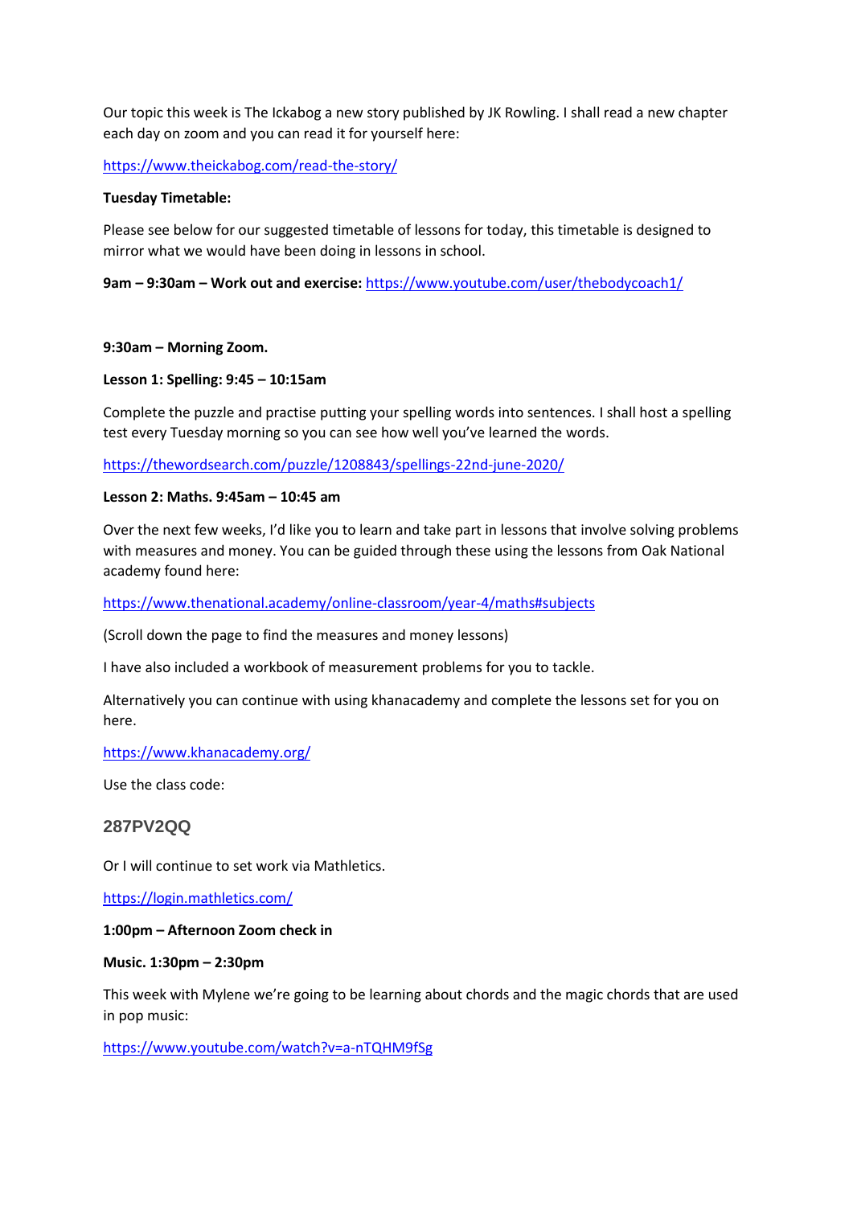Our topic this week is The Ickabog a new story published by JK Rowling. I shall read a new chapter each day on zoom and you can read it for yourself here:

https://www.theickabog.com/read-the-story/

**Tuesday Timetable:**

Please see below for our suggested timetable of lessons for today, this timetable is designed to mirror what we would have been doing in lessons in school.

**9am – 9:30am – Work out and exercise:** https://www.youtube.com/user/thebodycoach1/

**9:30am – Morning Zoom.**

**Lesson 1: Spelling: 9:45 – 10:15am**

Complete the puzzle and practise putting your spelling words into sentences. I shall host a spelling test every Tuesday morning so you can see how well you've learned the words.

https://thewordsearch.com/puzzle/1208843/spellings-22nd-june-2020/

**Lesson 2: Maths. 9:45am – 10:45 am**

Over the next few weeks, I'd like you to learn and take part in lessons that involve solving problems with measures and money. You can be guided through these using the lessons from Oak National academy found here:

https://www.thenational.academy/online-classroom/year-4/maths#subjects

(Scroll down the page to find the measures and money lessons)

I have also included a workbook of measurement problems for you to tackle.

Alternatively you can continue with using khanacademy and complete the lessons set for you on here.

https://www.khanacademy.org/

Use the class code:

### 287PV2QQ

Or I will continue to set work via Mathletics.

https://login.mathletics.com/

**1:00pm – Afternoon Zoom check in**

**Music. 1:30pm – 2:30pm**

This week with Mylene we're going to be learning about chords and the magic chords that are used in pop music:

https://www.youtube.com/watch?v=a-nTQHM9fSg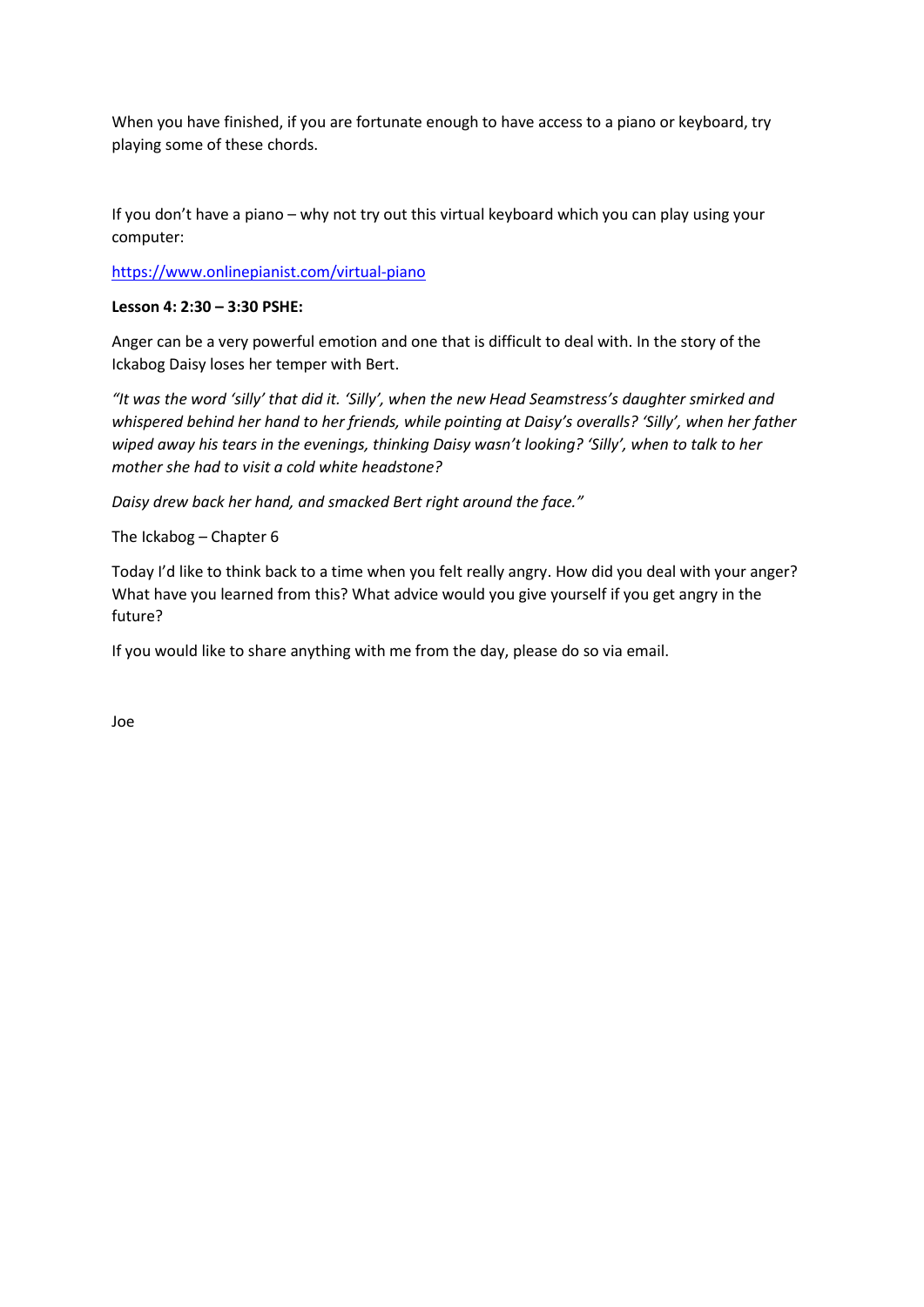When you have finished, if you are fortunate enough to have access to a piano or keyboard, try playing some of these chords.

If you don't have a piano – why not try out this virtual keyboard which you can play using your computer:

[https://www.onlinepianist.com/virtual-piano](https://www.onlinepianist.com/virtual-piano)

**Lesson 4: 2:30 – 3:30 PSHE:**

Anger can be a very powerful emotion and one that is difficult to deal with. In the story of the Ickabog Daisy loses her temper with Bert.

*"It was the word 'silly' that did it. 'Silly', when the new Head Seamstress's daughter smirked and whispered behind her hand to her friends, while pointing at Daisy's overalls? 'Silly', when her father wiped away his tears in the evenings, thinking Daisy wasn't looking? 'Silly', when to talk to her mother she had to visit a cold white headstone?*

*Daisy drew back her hand, and smacked Bert right around the face."*

The Ickabog – Chapter 6

Today I'd like to think back to a time when you felt really angry. How did you deal with your anger? What have you learned from this? What advice would you give yourself if you get angry in the future?

If you would like to share anything with me from the day, please do so via email.

Joe